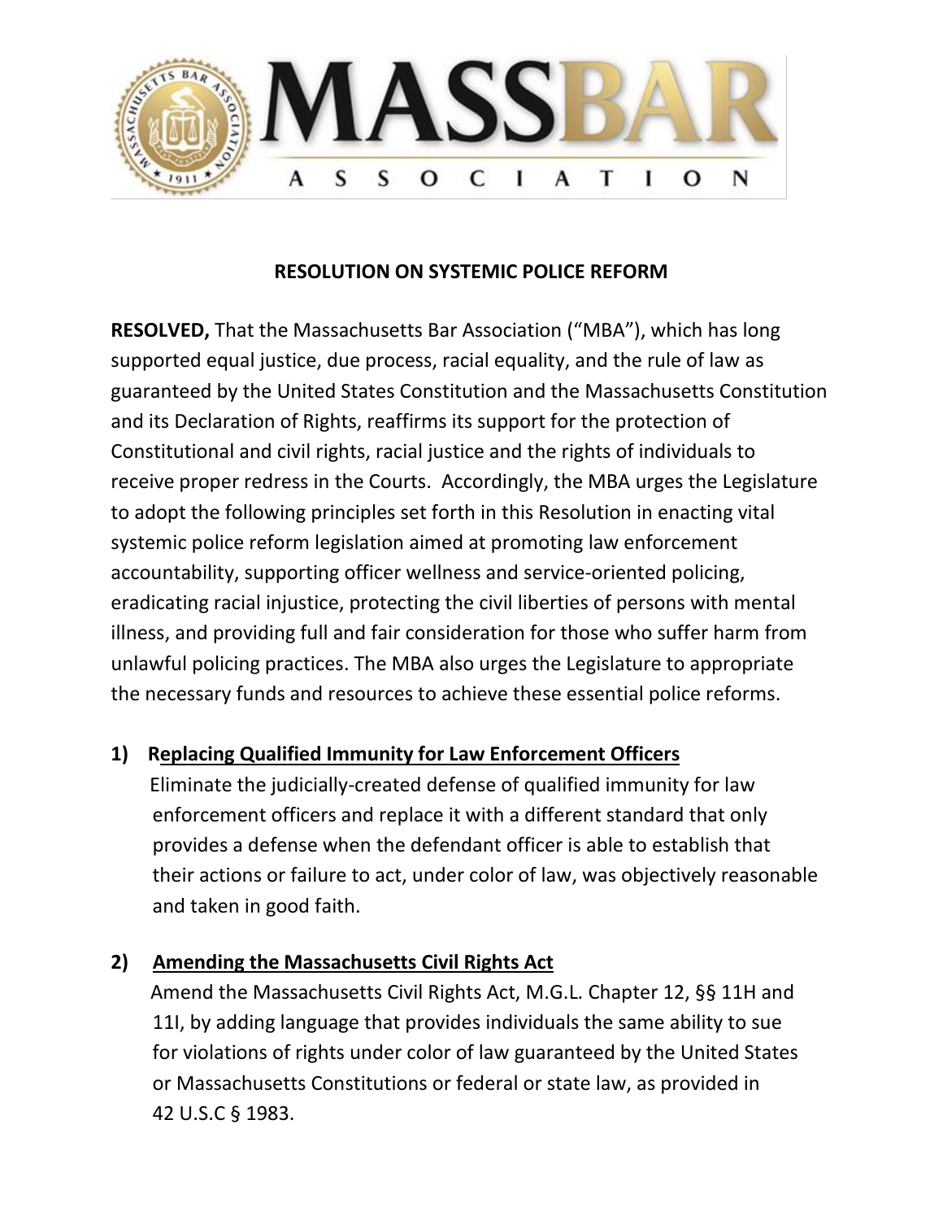# MASSBAR ASSOCIATION

## RESOLUTION ON SYSTEMIC POLICE REFORM

**RESOLVED,** That the Massachusetts Bar Association ("MBA"), which has long supported equal justice, due process, racial equality, and the rule of law as guaranteed by the United States Constitution and the Massachusetts Constitution and its Declaration of Rights, reaffirms its support for the protection of Constitutional and civil rights, racial justice and the rights of individuals to receive proper redress in the Courts. Accordingly, the MBA urges the Legislature to adopt the following principles set forth in this Resolution in enacting vital systemic police reform legislation aimed at promoting law enforcement accountability, supporting officer wellness and service-oriented policing, eradicating racial injustice, protecting the civil liberties of persons with mental illness, and providing full and fair consideration for those who suffer harm from unlawful policing practices. The MBA also urges the Legislature to appropriate the necessary funds and resources to achieve these essential police reforms.

1) **Replacing Qualified Immunity for Law Enforcement Officers**
   Eliminate the judicially-created defense of qualified immunity for law enforcement officers and replace it with a different standard that only provides a defense when the defendant officer is able to establish that their actions or failure to act, under color of law, was objectively reasonable and taken in good faith.

2) **Amending the Massachusetts Civil Rights Act**
   Amend the Massachusetts Civil Rights Act, M.G.L. Chapter 12, §§ 11H and 11I, by adding language that provides individuals the same ability to sue for violations of rights under color of law guaranteed by the United States or Massachusetts Constitutions or federal or state law, as provided in 42 U.S.C § 1983.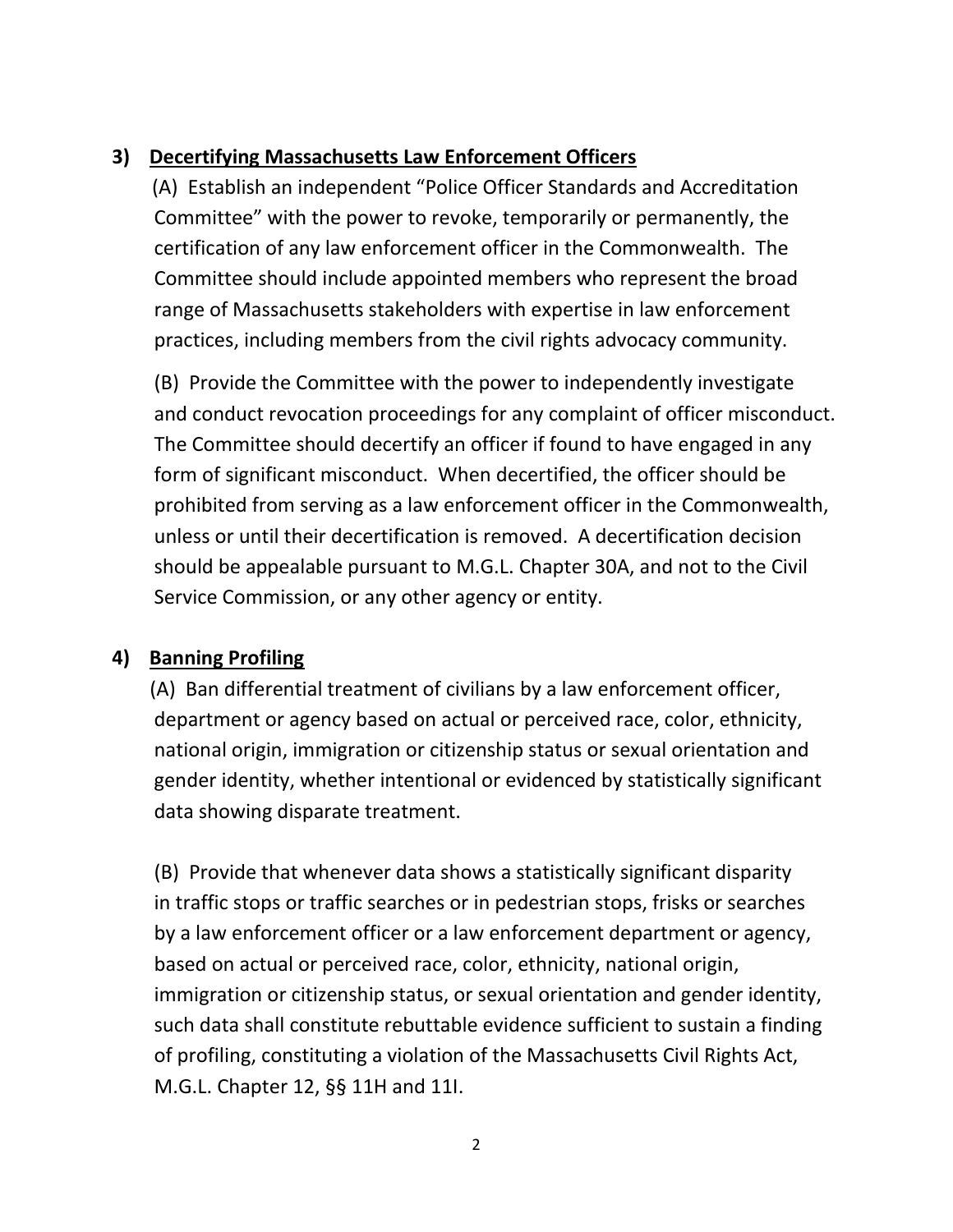## 3) Decertifying Massachusetts Law Enforcement Officers

(A) Establish an independent "Police Officer Standards and Accreditation Committee" with the power to revoke, temporarily or permanently, the certification of any law enforcement officer in the Commonwealth. The Committee should include appointed members who represent the broad range of Massachusetts stakeholders with expertise in law enforcement practices, including members from the civil rights advocacy community.

(B) Provide the Committee with the power to independently investigate and conduct revocation proceedings for any complaint of officer misconduct. The Committee should decertify an officer if found to have engaged in any form of significant misconduct. When decertified, the officer should be prohibited from serving as a law enforcement officer in the Commonwealth, unless or until their decertification is removed. A decertification decision should be appealable pursuant to M.G.L. Chapter 30A, and not to the Civil Service Commission, or any other agency or entity.

## 4) Banning Profiling

(A) Ban differential treatment of civilians by a law enforcement officer, department or agency based on actual or perceived race, color, ethnicity, national origin, immigration or citizenship status or sexual orientation and gender identity, whether intentional or evidenced by statistically significant data showing disparate treatment.

(B) Provide that whenever data shows a statistically significant disparity in traffic stops or traffic searches or in pedestrian stops, frisks or searches by a law enforcement officer or a law enforcement department or agency, based on actual or perceived race, color, ethnicity, national origin, immigration or citizenship status, or sexual orientation and gender identity, such data shall constitute rebuttable evidence sufficient to sustain a finding of profiling, constituting a violation of the Massachusetts Civil Rights Act, M.G.L. Chapter 12, §§ 11H and 11I.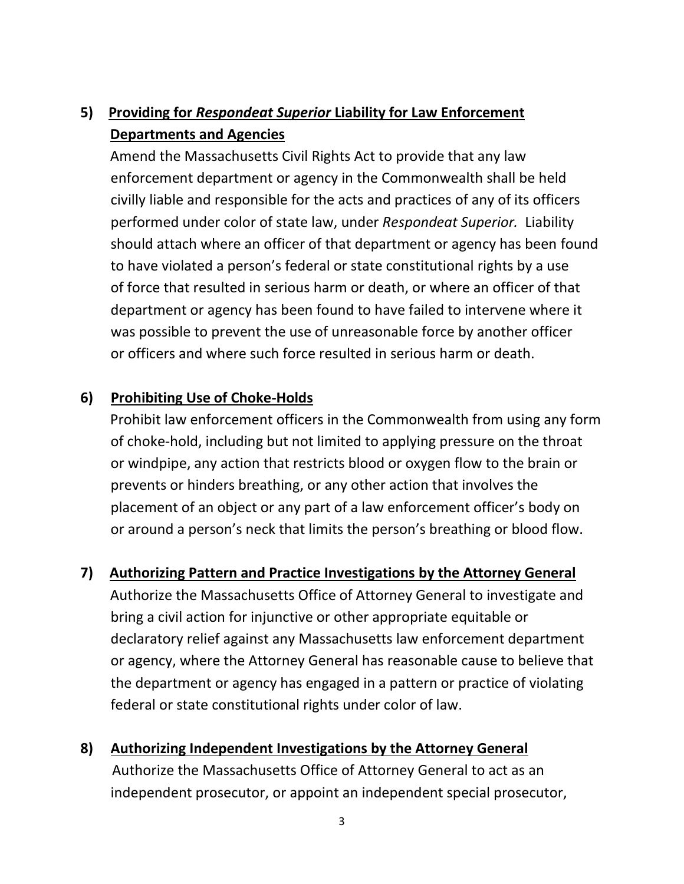**5) <u>Providing for *Respondeat Superior* Liability for Law Enforcement Departments and Agencies</u>**

Amend the Massachusetts Civil Rights Act to provide that any law enforcement department or agency in the Commonwealth shall be held civilly liable and responsible for the acts and practices of any of its officers performed under color of state law, under *Respondeat Superior.* Liability should attach where an officer of that department or agency has been found to have violated a person's federal or state constitutional rights by a use of force that resulted in serious harm or death, or where an officer of that department or agency has been found to have failed to intervene where it was possible to prevent the use of unreasonable force by another officer or officers and where such force resulted in serious harm or death.

**6) <u>Prohibiting Use of Choke-Holds</u>**

Prohibit law enforcement officers in the Commonwealth from using any form of choke-hold, including but not limited to applying pressure on the throat or windpipe, any action that restricts blood or oxygen flow to the brain or prevents or hinders breathing, or any other action that involves the placement of an object or any part of a law enforcement officer's body on or around a person's neck that limits the person's breathing or blood flow.

**7) <u>Authorizing Pattern and Practice Investigations by the Attorney General</u>**

Authorize the Massachusetts Office of Attorney General to investigate and bring a civil action for injunctive or other appropriate equitable or declaratory relief against any Massachusetts law enforcement department or agency, where the Attorney General has reasonable cause to believe that the department or agency has engaged in a pattern or practice of violating federal or state constitutional rights under color of law.

**8) <u>Authorizing Independent Investigations by the Attorney General</u>**

Authorize the Massachusetts Office of Attorney General to act as an independent prosecutor, or appoint an independent special prosecutor,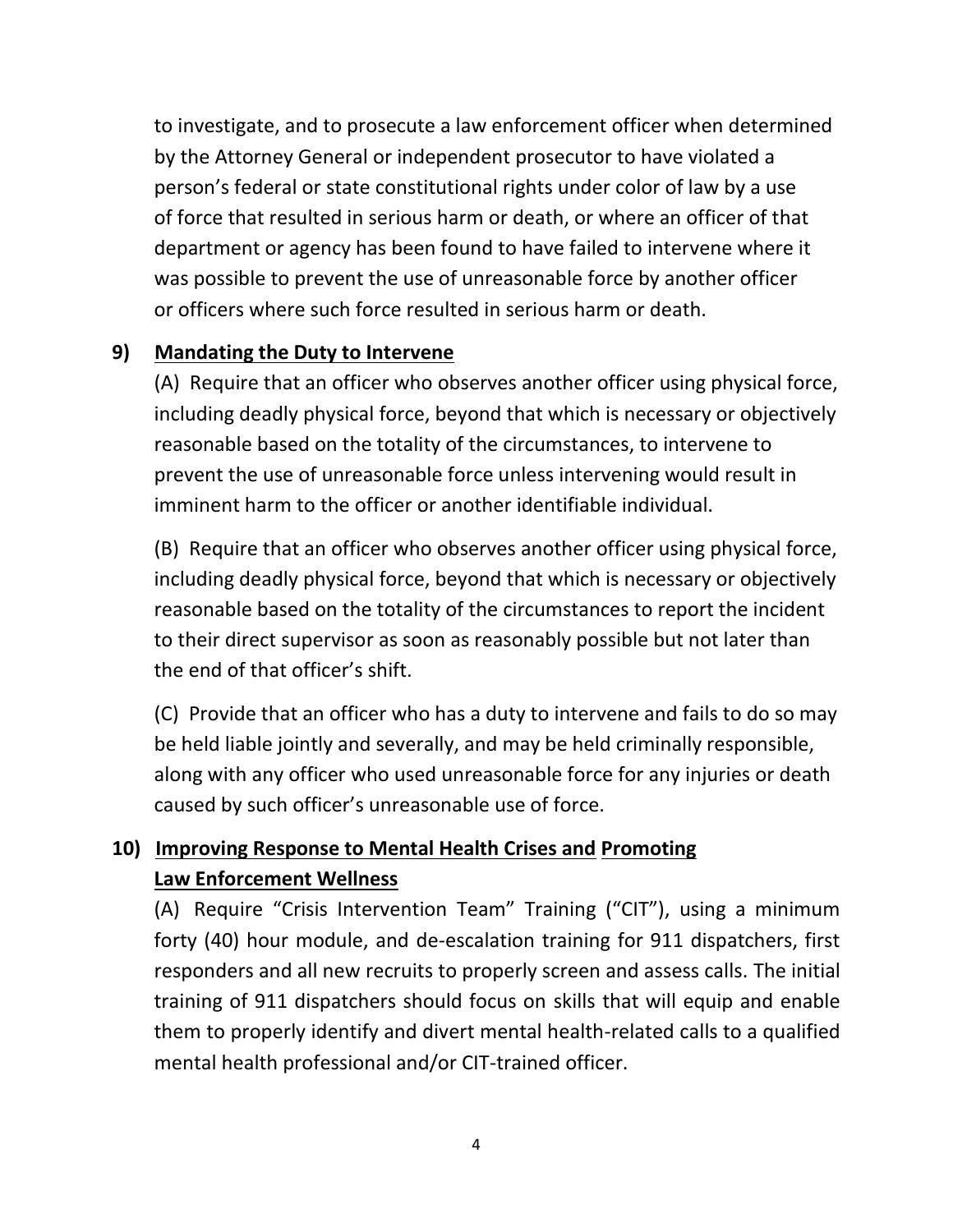to investigate, and to prosecute a law enforcement officer when determined by the Attorney General or independent prosecutor to have violated a person's federal or state constitutional rights under color of law by a use of force that resulted in serious harm or death, or where an officer of that department or agency has been found to have failed to intervene where it was possible to prevent the use of unreasonable force by another officer or officers where such force resulted in serious harm or death.

**9) <u>Mandating the Duty to Intervene</u>**

(A) Require that an officer who observes another officer using physical force, including deadly physical force, beyond that which is necessary or objectively reasonable based on the totality of the circumstances, to intervene to prevent the use of unreasonable force unless intervening would result in imminent harm to the officer or another identifiable individual.

(B) Require that an officer who observes another officer using physical force, including deadly physical force, beyond that which is necessary or objectively reasonable based on the totality of the circumstances to report the incident to their direct supervisor as soon as reasonably possible but not later than the end of that officer's shift.

(C) Provide that an officer who has a duty to intervene and fails to do so may be held liable jointly and severally, and may be held criminally responsible, along with any officer who used unreasonable force for any injuries or death caused by such officer's unreasonable use of force.

**10) <u>Improving Response to Mental Health Crises and Promoting Law Enforcement Wellness</u>**

(A) Require "Crisis Intervention Team" Training ("CIT"), using a minimum forty (40) hour module, and de-escalation training for 911 dispatchers, first responders and all new recruits to properly screen and assess calls. The initial training of 911 dispatchers should focus on skills that will equip and enable them to properly identify and divert mental health-related calls to a qualified mental health professional and/or CIT-trained officer.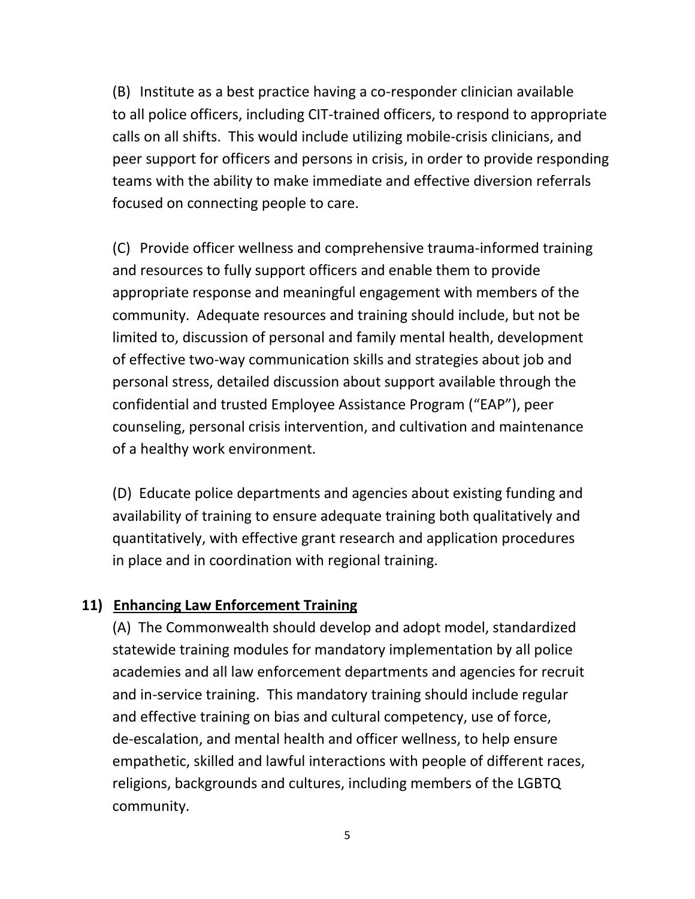(B) Institute as a best practice having a co-responder clinician available to all police officers, including CIT-trained officers, to respond to appropriate calls on all shifts. This would include utilizing mobile-crisis clinicians, and peer support for officers and persons in crisis, in order to provide responding teams with the ability to make immediate and effective diversion referrals focused on connecting people to care.

(C) Provide officer wellness and comprehensive trauma-informed training and resources to fully support officers and enable them to provide appropriate response and meaningful engagement with members of the community. Adequate resources and training should include, but not be limited to, discussion of personal and family mental health, development of effective two-way communication skills and strategies about job and personal stress, detailed discussion about support available through the confidential and trusted Employee Assistance Program ("EAP"), peer counseling, personal crisis intervention, and cultivation and maintenance of a healthy work environment.

(D) Educate police departments and agencies about existing funding and availability of training to ensure adequate training both qualitatively and quantitatively, with effective grant research and application procedures in place and in coordination with regional training.

**11) <u>Enhancing Law Enforcement Training</u>**

(A) The Commonwealth should develop and adopt model, standardized statewide training modules for mandatory implementation by all police academies and all law enforcement departments and agencies for recruit and in-service training. This mandatory training should include regular and effective training on bias and cultural competency, use of force, de-escalation, and mental health and officer wellness, to help ensure empathetic, skilled and lawful interactions with people of different races, religions, backgrounds and cultures, including members of the LGBTQ community.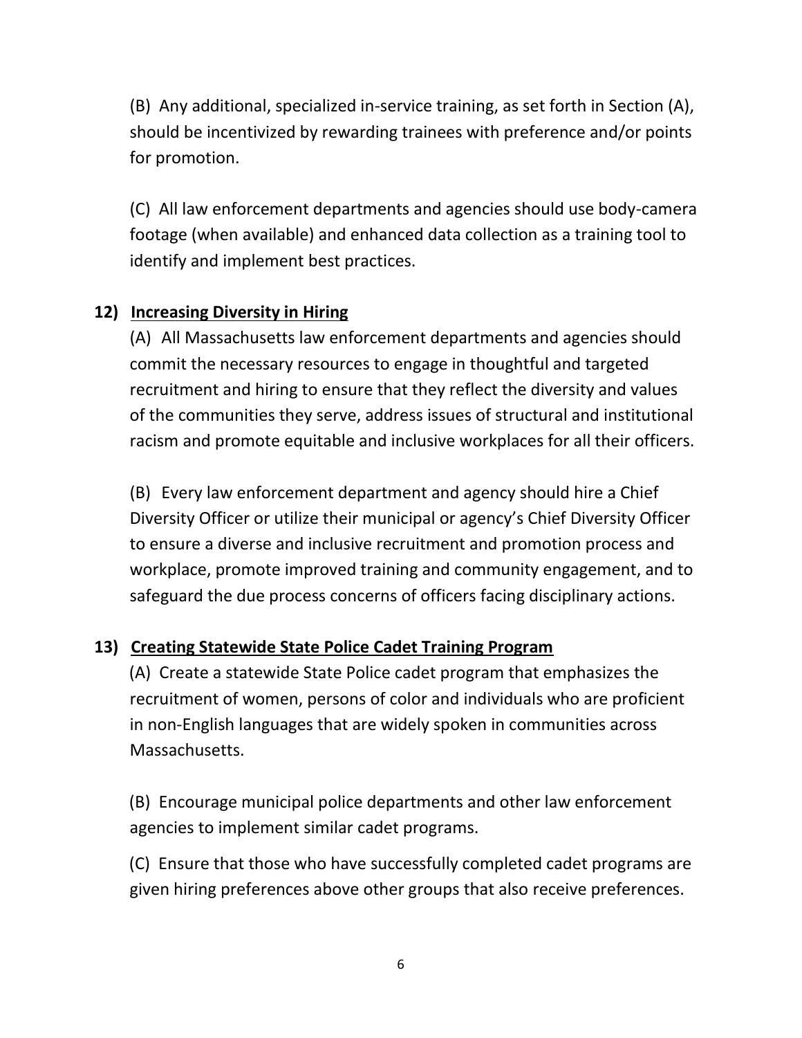(B) Any additional, specialized in-service training, as set forth in Section (A), should be incentivized by rewarding trainees with preference and/or points for promotion.

(C) All law enforcement departments and agencies should use body-camera footage (when available) and enhanced data collection as a training tool to identify and implement best practices.

**12) <u>Increasing Diversity in Hiring</u>**

(A) All Massachusetts law enforcement departments and agencies should commit the necessary resources to engage in thoughtful and targeted recruitment and hiring to ensure that they reflect the diversity and values of the communities they serve, address issues of structural and institutional racism and promote equitable and inclusive workplaces for all their officers.

(B) Every law enforcement department and agency should hire a Chief Diversity Officer or utilize their municipal or agency's Chief Diversity Officer to ensure a diverse and inclusive recruitment and promotion process and workplace, promote improved training and community engagement, and to safeguard the due process concerns of officers facing disciplinary actions.

**13) <u>Creating Statewide State Police Cadet Training Program</u>**

(A) Create a statewide State Police cadet program that emphasizes the recruitment of women, persons of color and individuals who are proficient in non-English languages that are widely spoken in communities across Massachusetts.

(B) Encourage municipal police departments and other law enforcement agencies to implement similar cadet programs.

(C) Ensure that those who have successfully completed cadet programs are given hiring preferences above other groups that also receive preferences.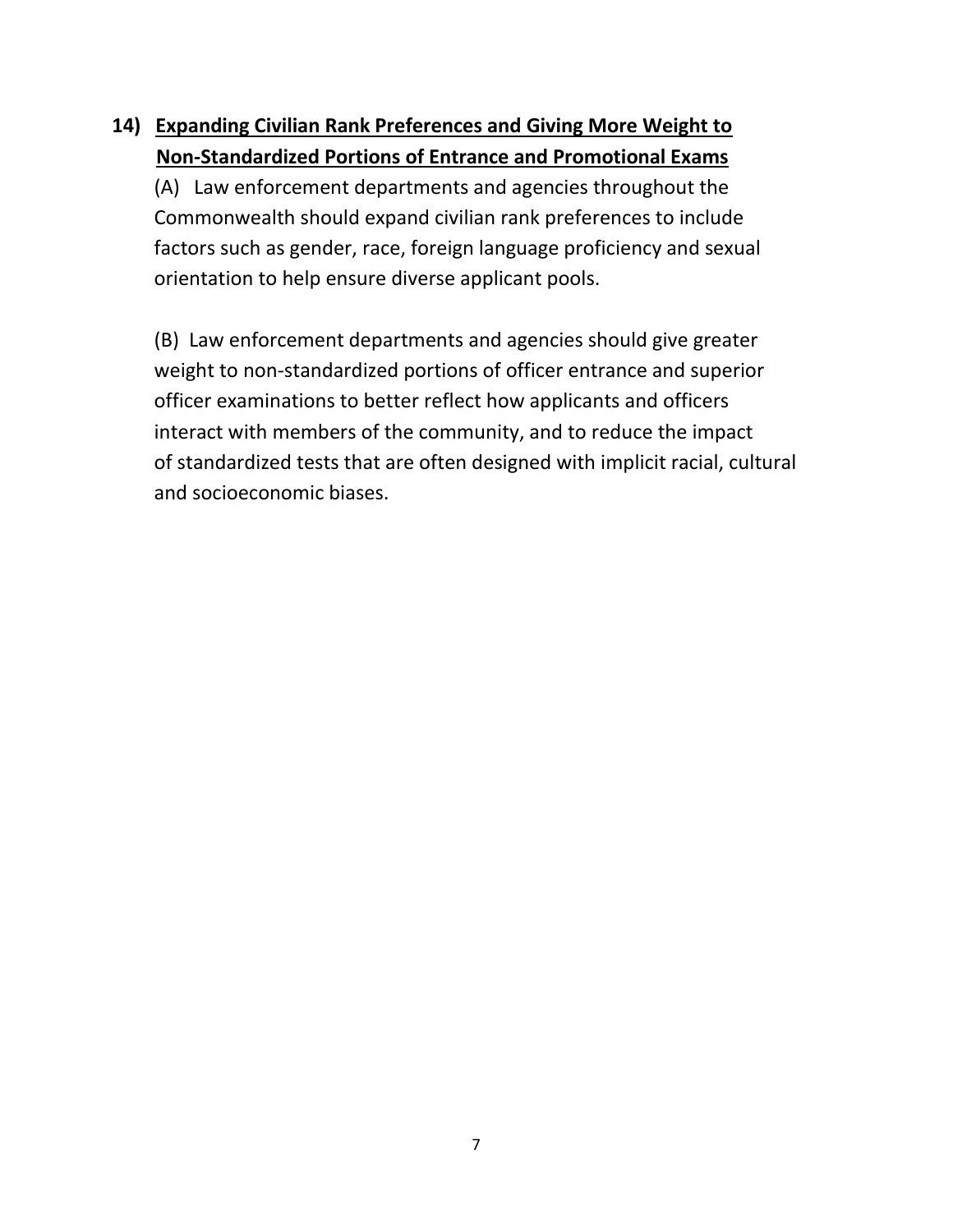**14) Expanding Civilian Rank Preferences and Giving More Weight to Non-Standardized Portions of Entrance and Promotional Exams**

(A) Law enforcement departments and agencies throughout the Commonwealth should expand civilian rank preferences to include factors such as gender, race, foreign language proficiency and sexual orientation to help ensure diverse applicant pools.

(B) Law enforcement departments and agencies should give greater weight to non-standardized portions of officer entrance and superior officer examinations to better reflect how applicants and officers interact with members of the community, and to reduce the impact of standardized tests that are often designed with implicit racial, cultural and socioeconomic biases.